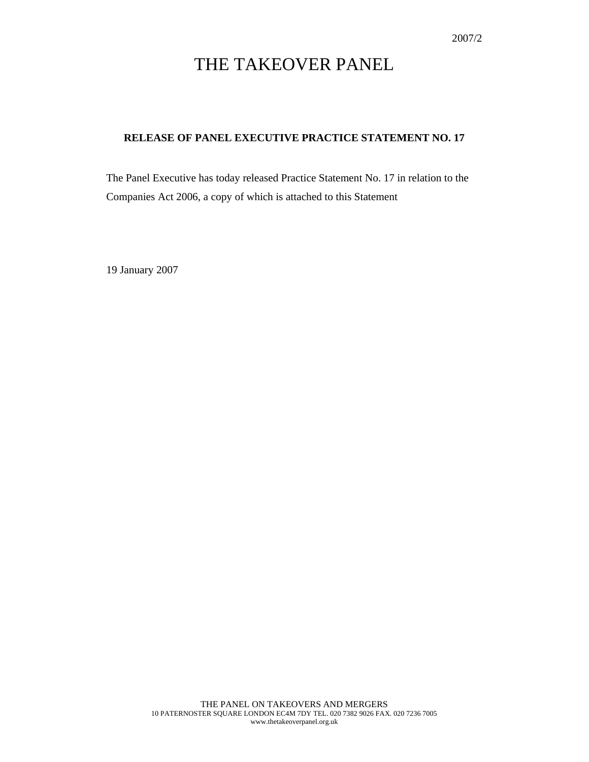2007/2

# THE TAKEOVER PANEL

**RELEASE OF PANEL EXECUTIVE PRACTICE STATEMENT NO. 17**

The Panel Executive has today released Practice Statement No. 17 in relation to the Companies Act 2006, a copy of which is attached to this Statement

19 January 2007

THE PANEL ON TAKEOVERS AND MERGERS
10 PATERNOSTER SQUARE LONDON EC4M 7DY TEL. 020 7382 9026 FAX. 020 7236 7005
www.thetakeoverpanel.org.uk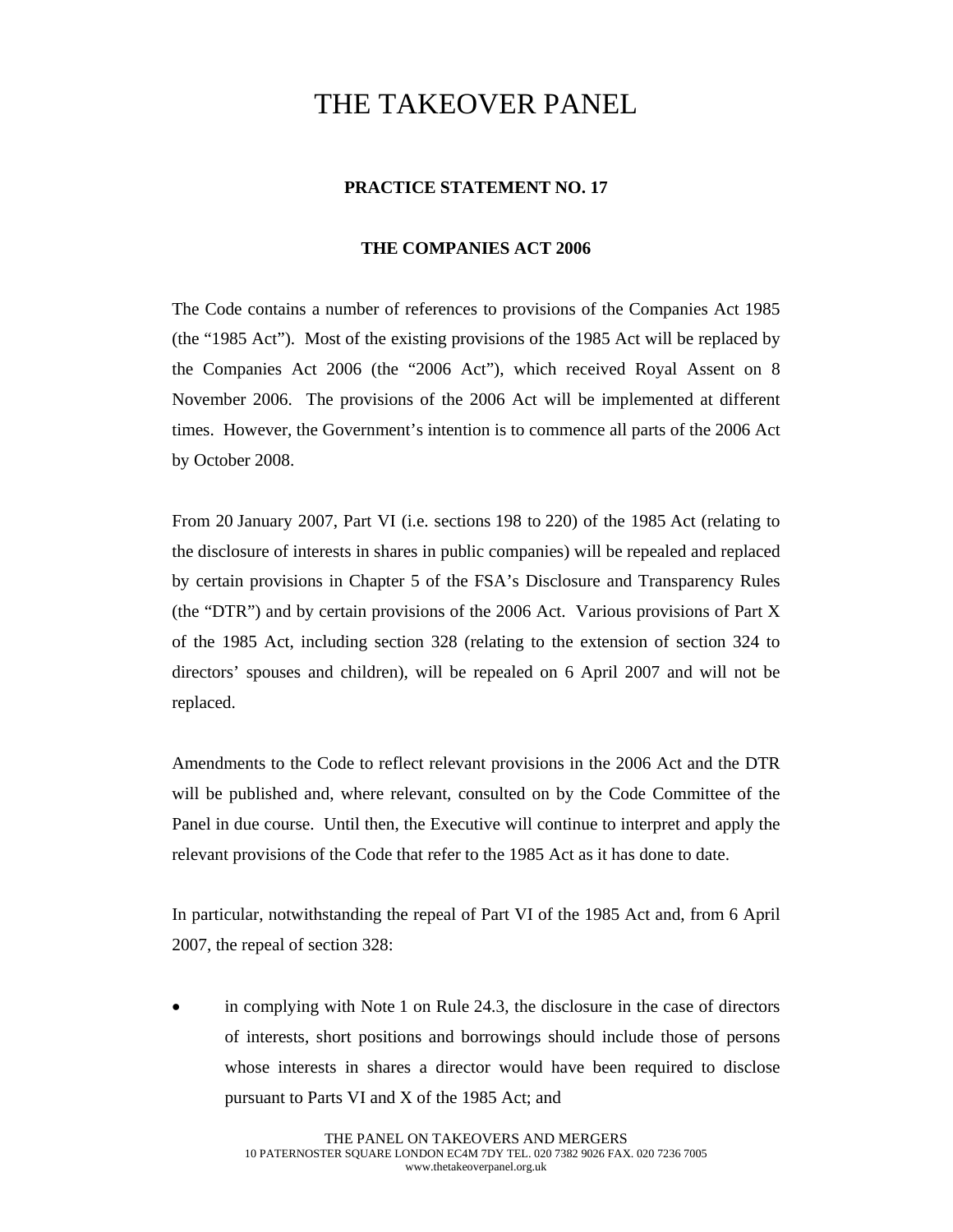# THE TAKEOVER PANEL

**PRACTICE STATEMENT NO. 17**

**THE COMPANIES ACT 2006**

The Code contains a number of references to provisions of the Companies Act 1985 (the "1985 Act"). Most of the existing provisions of the 1985 Act will be replaced by the Companies Act 2006 (the "2006 Act"), which received Royal Assent on 8 November 2006. The provisions of the 2006 Act will be implemented at different times. However, the Government's intention is to commence all parts of the 2006 Act by October 2008.

From 20 January 2007, Part VI (i.e. sections 198 to 220) of the 1985 Act (relating to the disclosure of interests in shares in public companies) will be repealed and replaced by certain provisions in Chapter 5 of the FSA's Disclosure and Transparency Rules (the "DTR") and by certain provisions of the 2006 Act. Various provisions of Part X of the 1985 Act, including section 328 (relating to the extension of section 324 to directors' spouses and children), will be repealed on 6 April 2007 and will not be replaced.

Amendments to the Code to reflect relevant provisions in the 2006 Act and the DTR will be published and, where relevant, consulted on by the Code Committee of the Panel in due course. Until then, the Executive will continue to interpret and apply the relevant provisions of the Code that refer to the 1985 Act as it has done to date.

In particular, notwithstanding the repeal of Part VI of the 1985 Act and, from 6 April 2007, the repeal of section 328:

- in complying with Note 1 on Rule 24.3, the disclosure in the case of directors of interests, short positions and borrowings should include those of persons whose interests in shares a director would have been required to disclose pursuant to Parts VI and X of the 1985 Act; and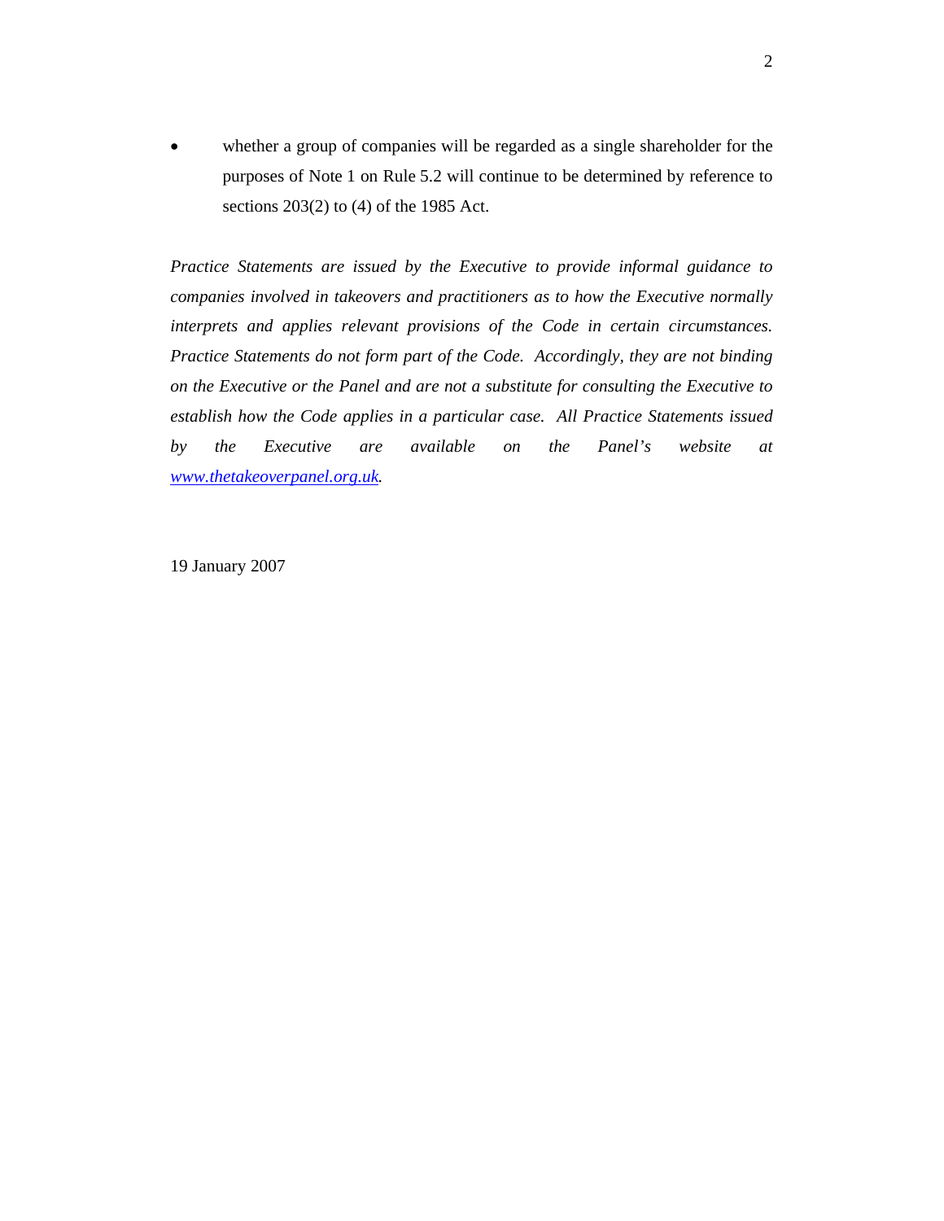- whether a group of companies will be regarded as a single shareholder for the purposes of Note 1 on Rule 5.2 will continue to be determined by reference to sections 203(2) to (4) of the 1985 Act.

*Practice Statements are issued by the Executive to provide informal guidance to companies involved in takeovers and practitioners as to how the Executive normally interprets and applies relevant provisions of the Code in certain circumstances. Practice Statements do not form part of the Code. Accordingly, they are not binding on the Executive or the Panel and are not a substitute for consulting the Executive to establish how the Code applies in a particular case. All Practice Statements issued by the Executive are available on the Panel's website at [www.thetakeoverpanel.org.uk](http://www.thetakeoverpanel.org.uk).*

19 January 2007